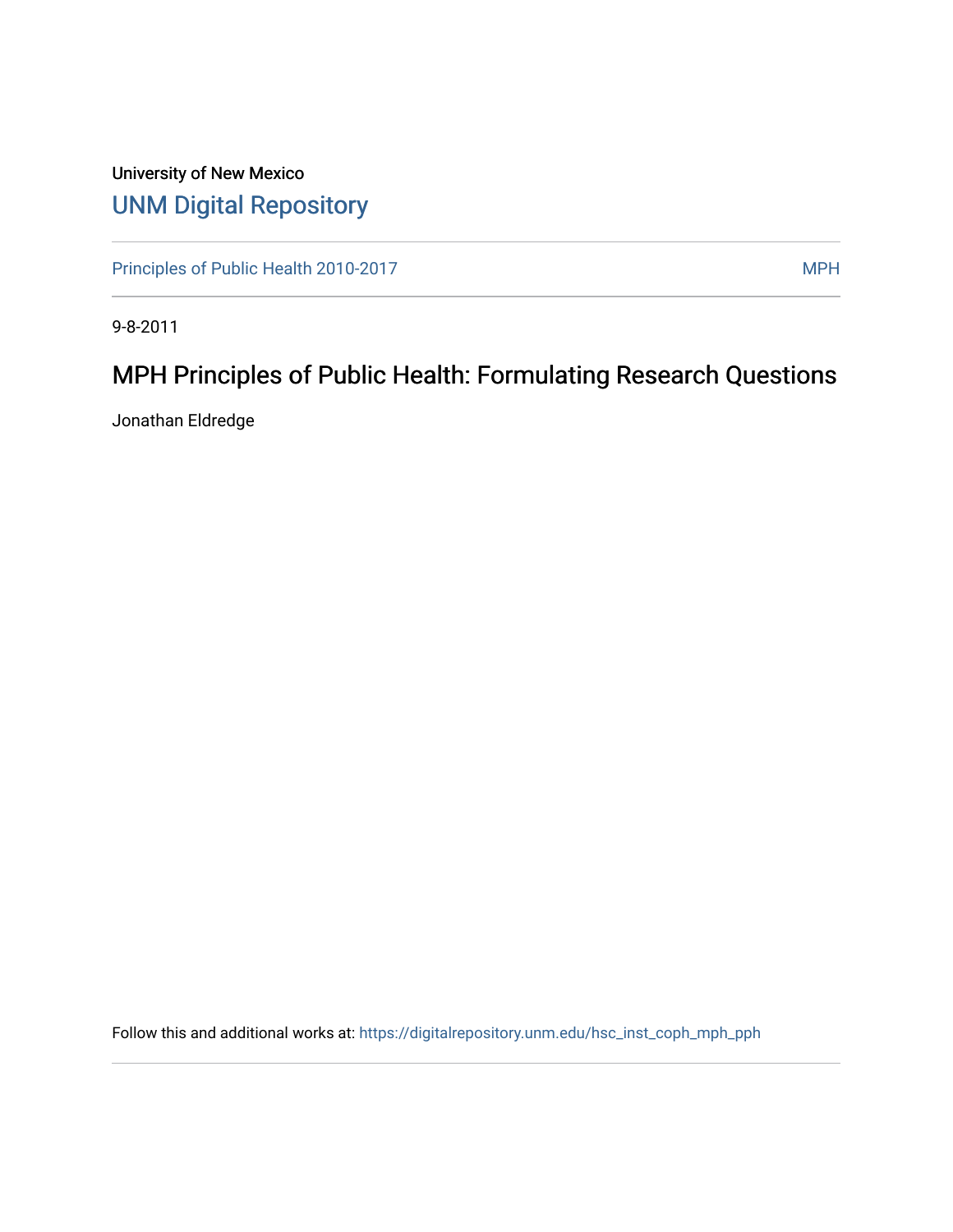University of New Mexico

# UNM Digital Repository

Principles of Public Health 2010-2017 | MPH

9-8-2011

## MPH Principles of Public Health: Formulating Research Questions

Jonathan Eldredge

Follow this and additional works at: https://digitalrepository.unm.edu/hsc_inst_coph_mph_pph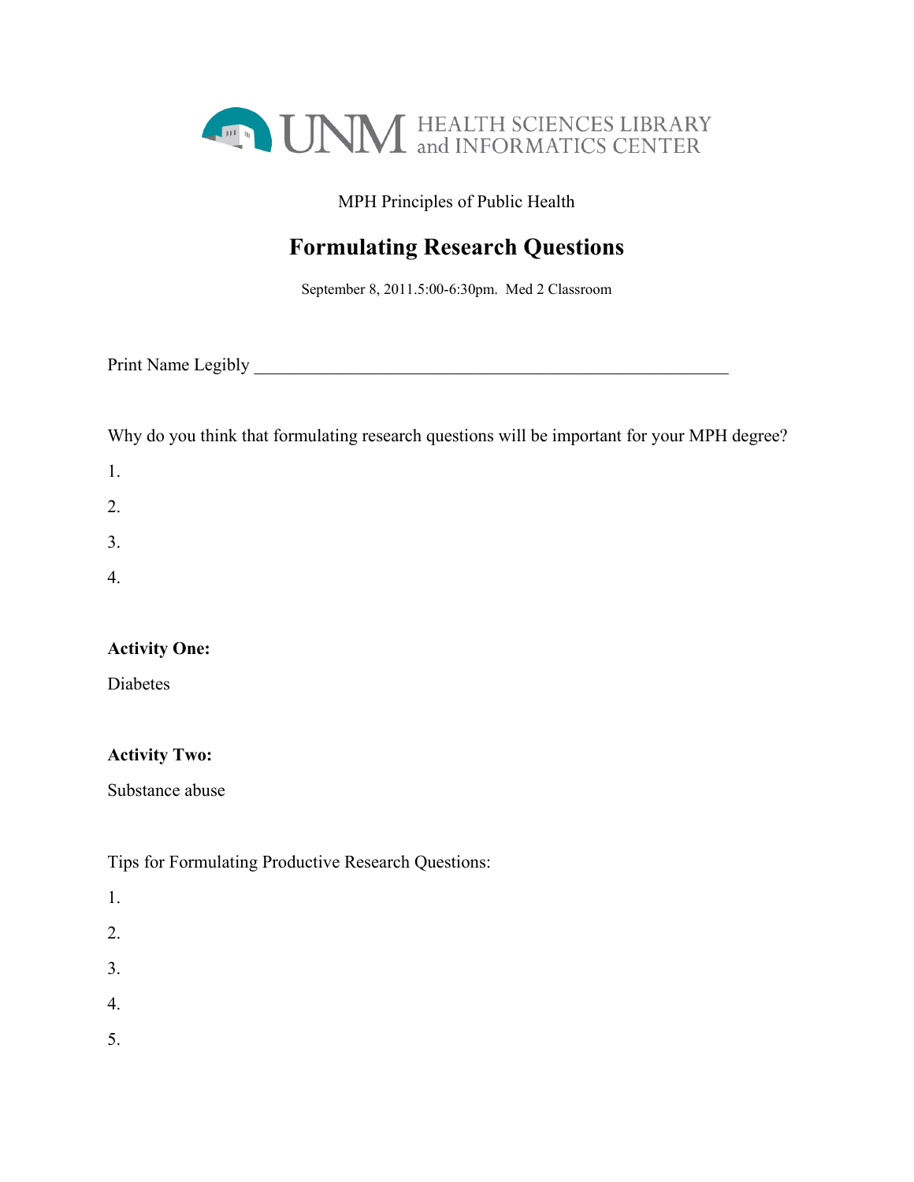UNM HEALTH SCIENCES LIBRARY and INFORMATICS CENTER

MPH Principles of Public Health

# Formulating Research Questions

September 8, 2011.5:00-6:30pm. Med 2 Classroom

Print Name Legibly ______________________________________________________

Why do you think that formulating research questions will be important for your MPH degree?

1.

2.

3.

4.

**Activity One:**

Diabetes

**Activity Two:**

Substance abuse

Tips for Formulating Productive Research Questions:

1.

2.

3.

4.

5.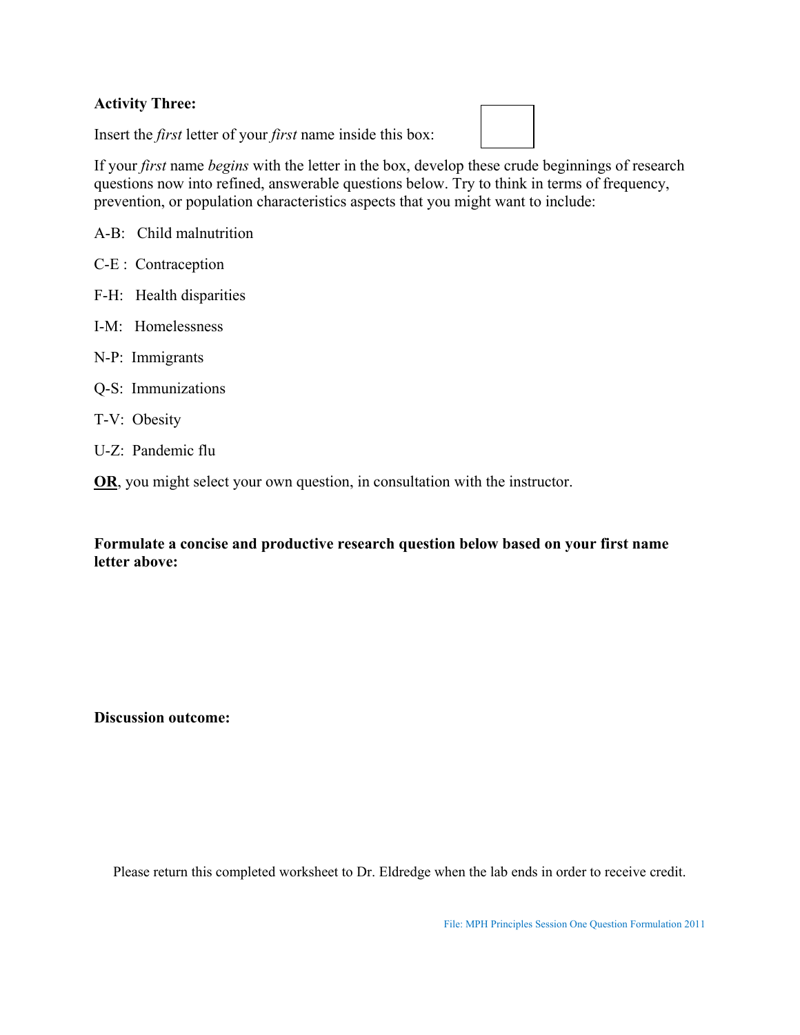**Activity Three:**

Insert the *first* letter of your *first* name inside this box:

If your *first* name *begins* with the letter in the box, develop these crude beginnings of research questions now into refined, answerable questions below. Try to think in terms of frequency, prevention, or population characteristics aspects that you might want to include:

A-B: Child malnutrition

C-E : Contraception

F-H: Health disparities

I-M: Homelessness

N-P: Immigrants

Q-S: Immunizations

T-V: Obesity

U-Z: Pandemic flu

**<u>OR</u>**, you might select your own question, in consultation with the instructor.

**Formulate a concise and productive research question below based on your first name letter above:**

**Discussion outcome:**

Please return this completed worksheet to Dr. Eldredge when the lab ends in order to receive credit.

File: MPH Principles Session One Question Formulation 2011